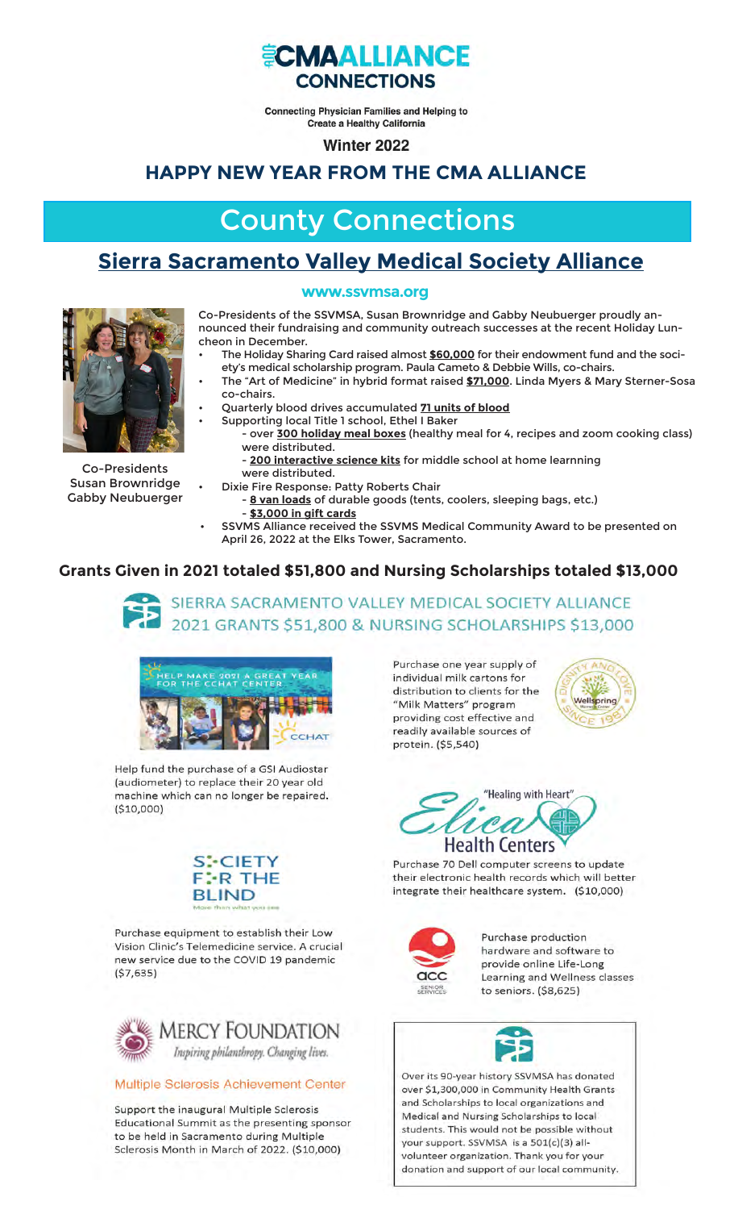# CMA ALLIANCE CONNECTIONS

**Connecting Physician Families and Helping to Create a Healthy California**

**Winter 2022**

## HAPPY NEW YEAR FROM THE CMA ALLIANCE

# County Connections

## Sierra Sacramento Valley Medical Society Alliance

**www.ssvmsa.org**

Co-Presidents
Susan Brownridge
Gabby Neubuerger

Co-Presidents of the SSVMSA, Susan Brownridge and Gabby Neubuerger proudly announced their fundraising and community outreach successes at the recent Holiday Luncheon in December.

- The Holiday Sharing Card raised almost **$60,000** for their endowment fund and the society's medical scholarship program. Paula Cameto & Debbie Wills, co-chairs.
- The "Art of Medicine" in hybrid format raised **$71,000**. Linda Myers & Mary Sterner-Sosa co-chairs.
- Quarterly blood drives accumulated **71 units of blood**
- Supporting local Title 1 school, Ethel I Baker
  - over **300 holiday meal boxes** (healthy meal for 4, recipes and zoom cooking class) were distributed.
  - **200 interactive science kits** for middle school at home learnning were distributed.
- Dixie Fire Response: Patty Roberts Chair
  - **8 van loads** of durable goods (tents, coolers, sleeping bags, etc.)
  - **$3,000 in gift cards**
- SSVMS Alliance received the SSVMS Medical Community Award to be presented on April 26, 2022 at the Elks Tower, Sacramento.

### Grants Given in 2021 totaled $51,800 and Nursing Scholarships totaled $13,000

SIERRA SACRAMENTO VALLEY MEDICAL SOCIETY ALLIANCE
2021 GRANTS $51,800 & NURSING SCHOLARSHIPS $13,000

HELP MAKE 2021 A GREAT YEAR FOR THE CCHAT CENTER

Help fund the purchase of a GSI Audiostar (audiometer) to replace their 20 year old machine which can no longer be repaired. ($10,000)

SOCIETY FOR THE BLIND

Purchase equipment to establish their Low Vision Clinic's Telemedicine service. A crucial new service due to the COVID 19 pandemic ($7,635)

MERCY FOUNDATION
*Inspiring philanthropy. Changing lives.*

Multiple Sclerosis Achievement Center

Support the inaugural Multiple Sclerosis Educational Summit as the presenting sponsor to be held in Sacramento during Multiple Sclerosis Month in March of 2022. ($10,000)

Purchase one year supply of individual milk cartons for distribution to clients for the "Milk Matters" program providing cost effective and readily available sources of protein. ($5,540)

"Healing with Heart"
Elica Health Centers

Purchase 70 Dell computer screens to update their electronic health records which will better integrate their healthcare system. ($10,000)

Purchase production hardware and software to provide online Life-Long Learning and Wellness classes to seniors. ($8,625)

Over its 90-year history SSVMSA has donated over $1,300,000 in Community Health Grants and Scholarships to local organizations and Medical and Nursing Scholarships to local students. This would not be possible without your support. SSVMSA is a 501(c)(3) all-volunteer organization. Thank you for your donation and support of our local community.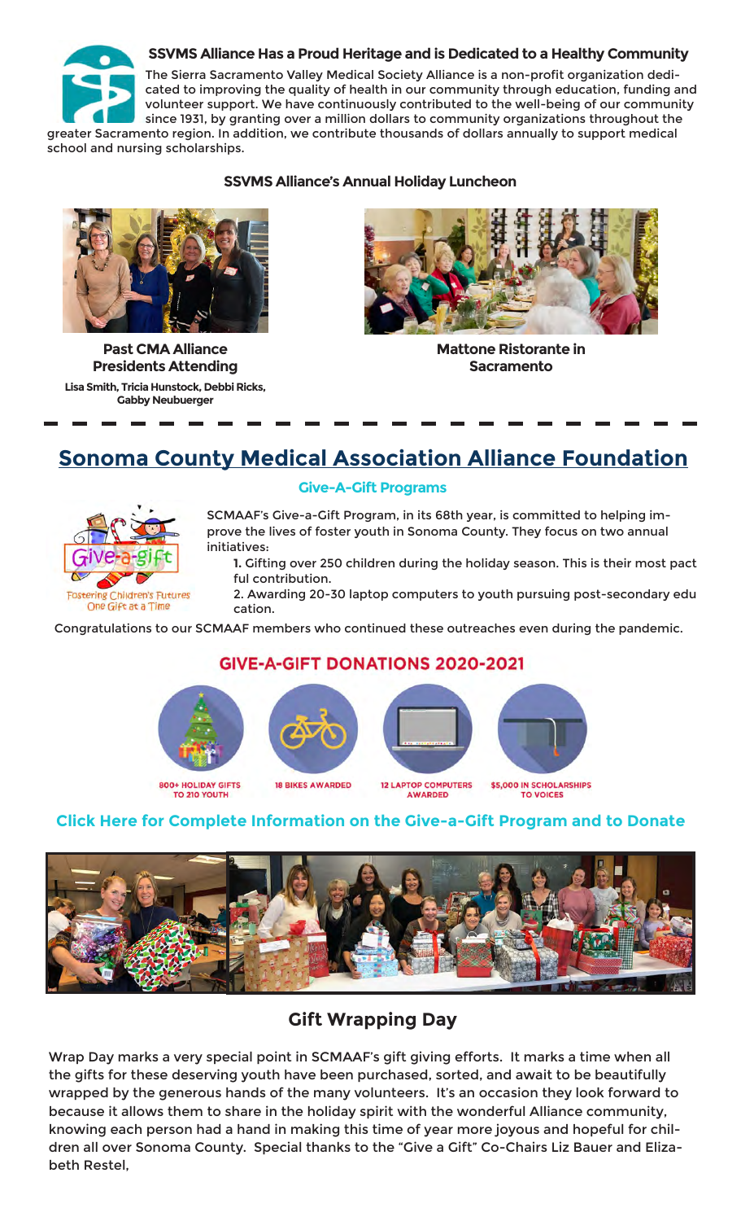## SSVMS Alliance Has a Proud Heritage and is Dedicated to a Healthy Community

The Sierra Sacramento Valley Medical Society Alliance is a non-profit organization dedicated to improving the quality of health in our community through education, funding and volunteer support. We have continuously contributed to the well-being of our community since 1931, by granting over a million dollars to community organizations throughout the greater Sacramento region. In addition, we contribute thousands of dollars annually to support medical school and nursing scholarships.

### SSVMS Alliance's Annual Holiday Luncheon

**Past CMA Alliance Presidents Attending**

**Lisa Smith, Tricia Hunstock, Debbi Ricks, Gabby Neubuerger**

**Mattone Ristorante in Sacramento**

---

## Sonoma County Medical Association Alliance Foundation

### Give-A-Gift Programs

Give-a-gift

Fostering Children's Futures One Gift at a Time

SCMAAF's Give-a-Gift Program, in its 68th year, is committed to helping improve the lives of foster youth in Sonoma County. They focus on two annual initiatives:

1. Gifting over 250 children during the holiday season. This is their most pactful contribution.
2. Awarding 20-30 laptop computers to youth pursuing post-secondary education.

Congratulations to our SCMAAF members who continued these outreaches even during the pandemic.

### GIVE-A-GIFT DONATIONS 2020-2021

- 800+ HOLIDAY GIFTS TO 210 YOUTH
- 18 BIKES AWARDED
- 12 LAPTOP COMPUTERS AWARDED
- $5,000 IN SCHOLARSHIPS TO VOICES

**Click Here for Complete Information on the Give-a-Gift Program and to Donate**

## Gift Wrapping Day

Wrap Day marks a very special point in SCMAAF's gift giving efforts. It marks a time when all the gifts for these deserving youth have been purchased, sorted, and await to be beautifully wrapped by the generous hands of the many volunteers. It's an occasion they look forward to because it allows them to share in the holiday spirit with the wonderful Alliance community, knowing each person had a hand in making this time of year more joyous and hopeful for children all over Sonoma County. Special thanks to the "Give a Gift" Co-Chairs Liz Bauer and Elizabeth Restel,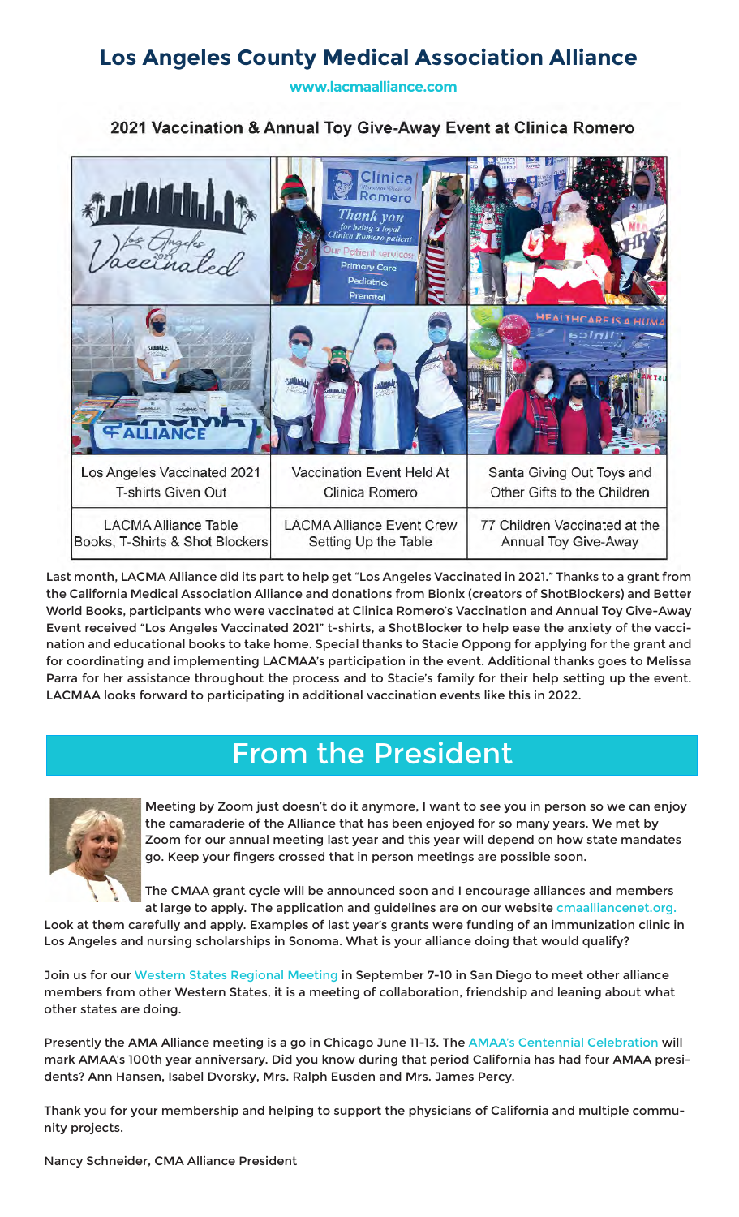# Los Angeles County Medical Association Alliance

www.lacmaalliance.com

## 2021 Vaccination & Annual Toy Give-Away Event at Clinica Romero

| Los Angeles Vaccinated 2021 T-shirts Given Out | Vaccination Event Held At Clinica Romero | Santa Giving Out Toys and Other Gifts to the Children |
|---|---|---|
| LACMA Alliance Table Books, T-Shirts & Shot Blockers | LACMA Alliance Event Crew Setting Up the Table | 77 Children Vaccinated at the Annual Toy Give-Away |

Last month, LACMA Alliance did its part to help get "Los Angeles Vaccinated in 2021." Thanks to a grant from the California Medical Association Alliance and donations from Bionix (creators of ShotBlockers) and Better World Books, participants who were vaccinated at Clinica Romero's Vaccination and Annual Toy Give-Away Event received "Los Angeles Vaccinated 2021" t-shirts, a ShotBlocker to help ease the anxiety of the vaccination and educational books to take home. Special thanks to Stacie Oppong for applying for the grant and for coordinating and implementing LACMAA's participation in the event. Additional thanks goes to Melissa Parra for her assistance throughout the process and to Stacie's family for their help setting up the event. LACMAA looks forward to participating in additional vaccination events like this in 2022.

# From the President

Meeting by Zoom just doesn't do it anymore, I want to see you in person so we can enjoy the camaraderie of the Alliance that has been enjoyed for so many years. We met by Zoom for our annual meeting last year and this year will depend on how state mandates go. Keep your fingers crossed that in person meetings are possible soon.

The CMAA grant cycle will be announced soon and I encourage alliances and members at large to apply. The application and guidelines are on our website cmaalliancenet.org. Look at them carefully and apply. Examples of last year's grants were funding of an immunization clinic in Los Angeles and nursing scholarships in Sonoma. What is your alliance doing that would qualify?

Join us for our Western States Regional Meeting in September 7-10 in San Diego to meet other alliance members from other Western States, it is a meeting of collaboration, friendship and leaning about what other states are doing.

Presently the AMA Alliance meeting is a go in Chicago June 11-13. The AMAA's Centennial Celebration will mark AMAA's 100th year anniversary. Did you know during that period California has had four AMAA presidents? Ann Hansen, Isabel Dvorsky, Mrs. Ralph Eusden and Mrs. James Percy.

Thank you for your membership and helping to support the physicians of California and multiple community projects.

Nancy Schneider, CMA Alliance President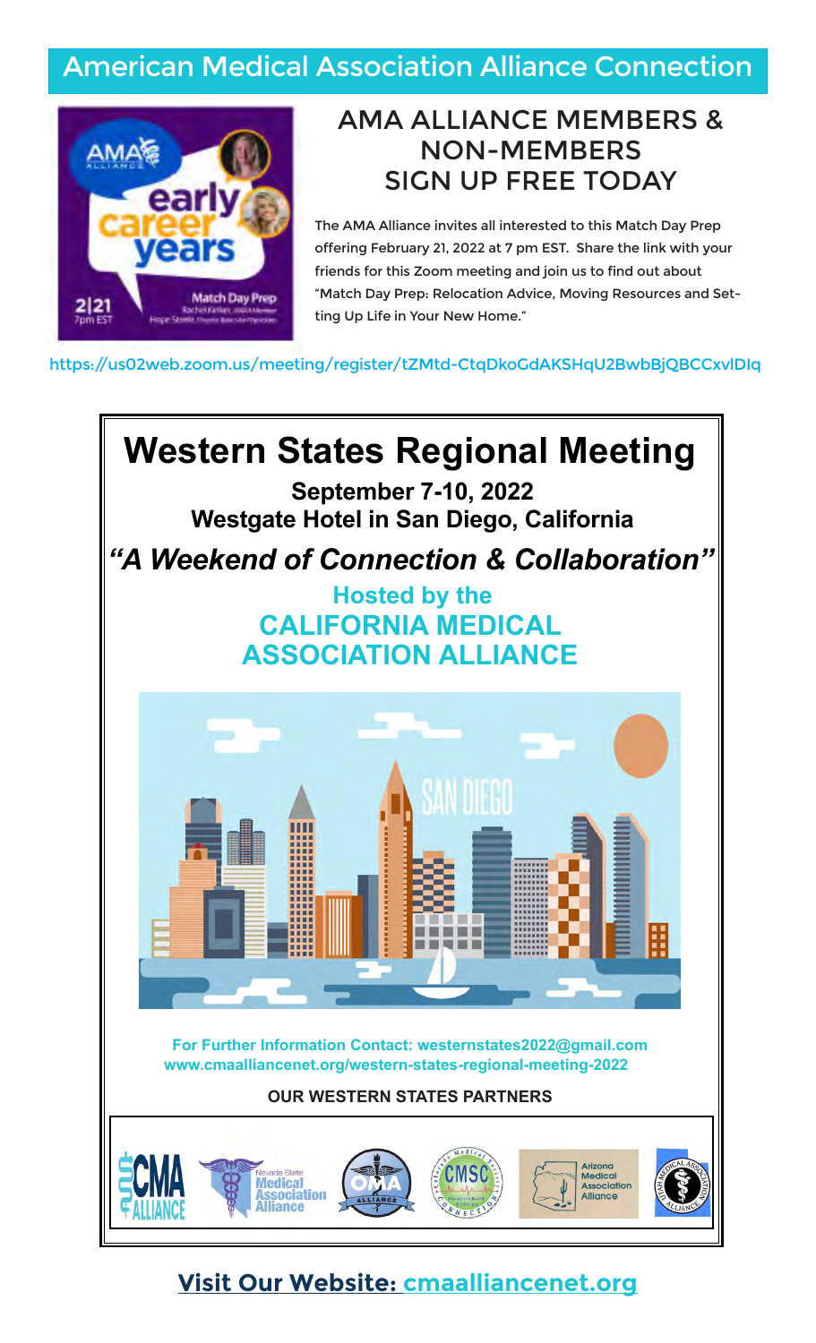# American Medical Association Alliance Connection

## AMA ALLIANCE MEMBERS & NON-MEMBERS SIGN UP FREE TODAY

The AMA Alliance invites all interested to this Match Day Prep offering February 21, 2022 at 7 pm EST. Share the link with your friends for this Zoom meeting and join us to find out about "Match Day Prep: Relocation Advice, Moving Resources and Setting Up Life in Your New Home."

https://us02web.zoom.us/meeting/register/tZMtd-CtqDkoGdAKSHqU2BwbBjQBCCxvlDIq

# Western States Regional Meeting

**September 7-10, 2022**
**Westgate Hotel in San Diego, California**

***"A Weekend of Connection & Collaboration"***

**Hosted by the**
**CALIFORNIA MEDICAL ASSOCIATION ALLIANCE**

**For Further Information Contact: westernstates2022@gmail.com**
**www.cmaalliancenet.org/western-states-regional-meeting-2022**

**OUR WESTERN STATES PARTNERS**

**Visit Our Website: cmaalliancenet.org**